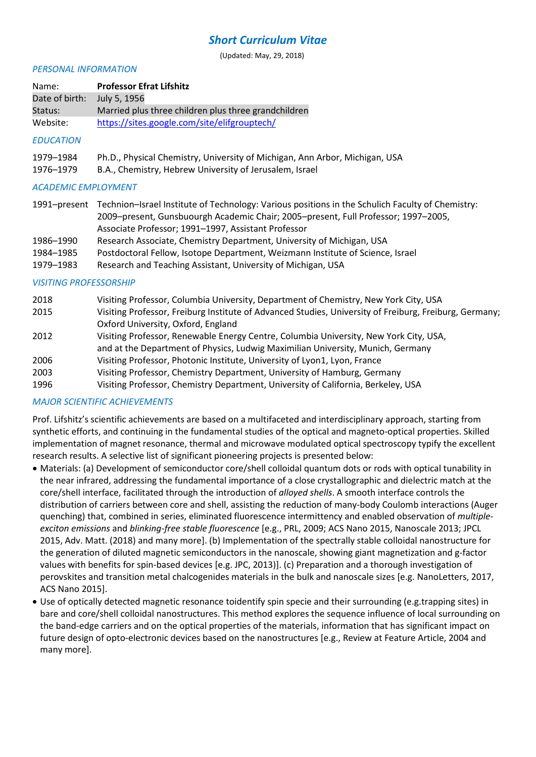# *Short Curriculum Vitae*

(Updated: May, 29, 2018)

## *PERSONAL INFORMATION*

| | |
|---|---|
| Name: | **Professor Efrat Lifshitz** |
| Date of birth: | July 5, 1956 |
| Status: | Married plus three children plus three grandchildren |
| Website: | https://sites.google.com/site/elifgrouptech/ |

## *EDUCATION*

| | |
|---|---|
| 1979–1984 | Ph.D., Physical Chemistry, University of Michigan, Ann Arbor, Michigan, USA |
| 1976–1979 | B.A., Chemistry, Hebrew University of Jerusalem, Israel |

## *ACADEMIC EMPLOYMENT*

| | |
|---|---|
| 1991–present | Technion–Israel Institute of Technology: Various positions in the Schulich Faculty of Chemistry: 2009–present, Gunsbuourgh Academic Chair; 2005–present, Full Professor; 1997–2005, Associate Professor; 1991–1997, Assistant Professor |
| 1986–1990 | Research Associate, Chemistry Department, University of Michigan, USA |
| 1984–1985 | Postdoctoral Fellow, Isotope Department, Weizmann Institute of Science, Israel |
| 1979–1983 | Research and Teaching Assistant, University of Michigan, USA |

## *VISITING PROFESSORSHIP*

| | |
|---|---|
| 2018 | Visiting Professor, Columbia University, Department of Chemistry, New York City, USA |
| 2015 | Visiting Professor, Freiburg Institute of Advanced Studies, University of Freiburg, Freiburg, Germany; Oxford University, Oxford, England |
| 2012 | Visiting Professor, Renewable Energy Centre, Columbia University, New York City, USA, and at the Department of Physics, Ludwig Maximilian University, Munich, Germany |
| 2006 | Visiting Professor, Photonic Institute, University of Lyon1, Lyon, France |
| 2003 | Visiting Professor, Chemistry Department, University of Hamburg, Germany |
| 1996 | Visiting Professor, Chemistry Department, University of California, Berkeley, USA |

## *MAJOR SCIENTIFIC ACHIEVEMENTS*

Prof. Lifshitz's scientific achievements are based on a multifaceted and interdisciplinary approach, starting from synthetic efforts, and continuing in the fundamental studies of the optical and magneto-optical properties. Skilled implementation of magnet resonance, thermal and microwave modulated optical spectroscopy typify the excellent research results. A selective list of significant pioneering projects is presented below:

- Materials: (a) Development of semiconductor core/shell colloidal quantum dots or rods with optical tunability in the near infrared, addressing the fundamental importance of a close crystallographic and dielectric match at the core/shell interface, facilitated through the introduction of *alloyed shells*. A smooth interface controls the distribution of carriers between core and shell, assisting the reduction of many-body Coulomb interactions (Auger quenching) that, combined in series, eliminated fluorescence intermittency and enabled observation of *multiple-exciton emissions* and *blinking-free stable fluorescence* [e.g., PRL, 2009; ACS Nano 2015, Nanoscale 2013; JPCL 2015, Adv. Matt. (2018) and many more]. (b) Implementation of the spectrally stable colloidal nanostructure for the generation of diluted magnetic semiconductors in the nanoscale, showing giant magnetization and g-factor values with benefits for spin-based devices [e.g. JPC, 2013)]. (c) Preparation and a thorough investigation of perovskites and transition metal chalcogenides materials in the bulk and nanoscale sizes [e.g. NanoLetters, 2017, ACS Nano 2015].
- Use of optically detected magnetic resonance toidentify spin specie and their surrounding (e.g.trapping sites) in bare and core/shell colloidal nanostructures. This method explores the sequence influence of local surrounding on the band-edge carriers and on the optical properties of the materials, information that has significant impact on future design of opto-electronic devices based on the nanostructures [e.g., Review at Feature Article, 2004 and many more].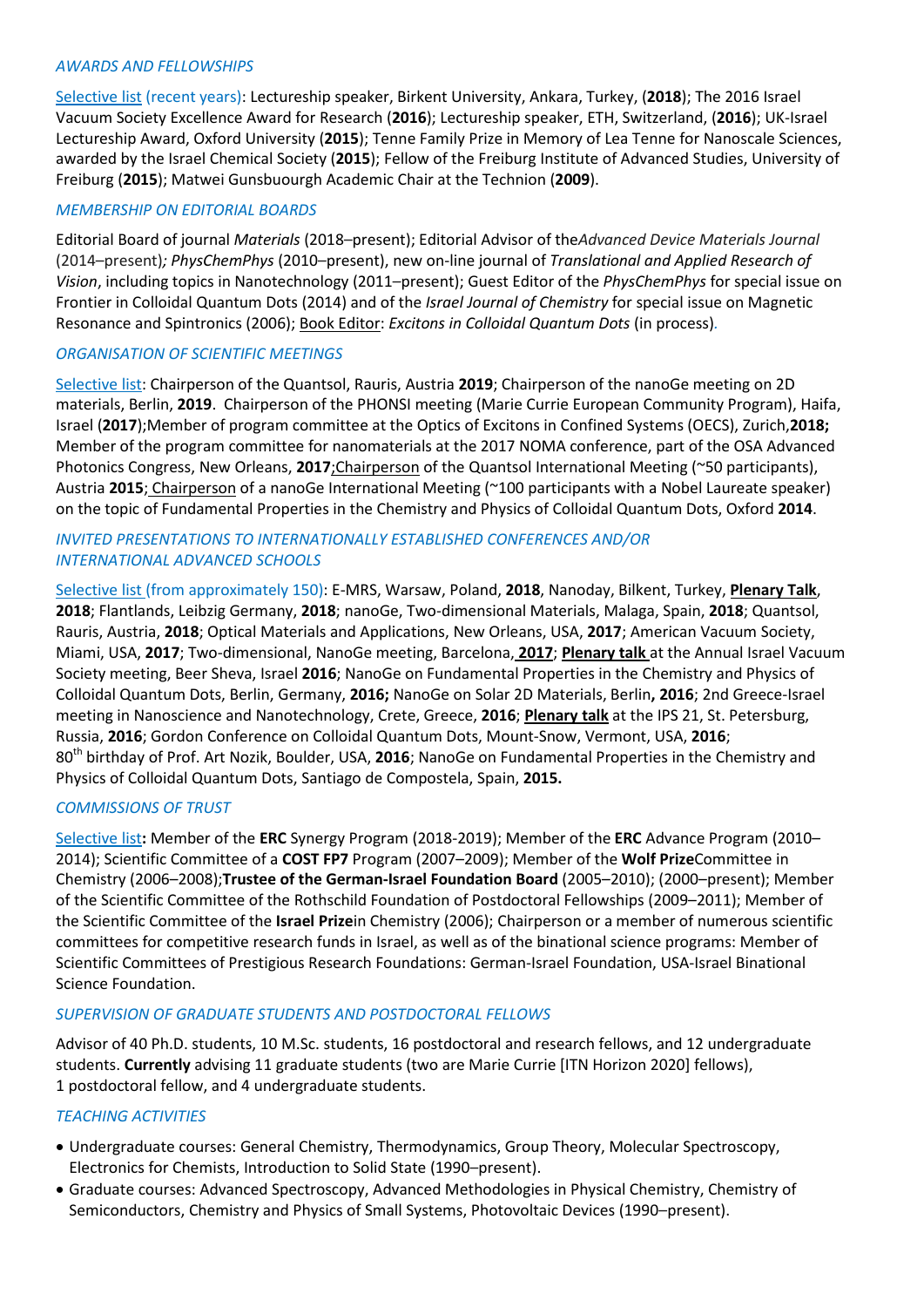### *AWARDS AND FELLOWSHIPS*

Selective list (recent years): Lectureship speaker, Birkent University, Ankara, Turkey, (**2018**); The 2016 Israel Vacuum Society Excellence Award for Research (**2016**); Lectureship speaker, ETH, Switzerland, (**2016**); UK-Israel Lectureship Award, Oxford University (**2015**); Tenne Family Prize in Memory of Lea Tenne for Nanoscale Sciences, awarded by the Israel Chemical Society (**2015**); Fellow of the Freiburg Institute of Advanced Studies, University of Freiburg (**2015**); Matwei Gunsbuourgh Academic Chair at the Technion (**2009**).

### *MEMBERSHIP ON EDITORIAL BOARDS*

Editorial Board of journal *Materials* (2018–present); Editorial Advisor of the*Advanced Device Materials Journal* (2014–present)*; PhysChemPhys* (2010–present), new on-line journal of *Translational and Applied Research of Vision*, including topics in Nanotechnology (2011–present); Guest Editor of the *PhysChemPhys* for special issue on Frontier in Colloidal Quantum Dots (2014) and of the *Israel Journal of Chemistry* for special issue on Magnetic Resonance and Spintronics (2006); Book Editor: *Excitons in Colloidal Quantum Dots* (in process).

### *ORGANISATION OF SCIENTIFIC MEETINGS*

Selective list: Chairperson of the Quantsol, Rauris, Austria **2019**; Chairperson of the nanoGe meeting on 2D materials, Berlin, **2019**. Chairperson of the PHONSI meeting (Marie Currie European Community Program), Haifa, Israel (**2017**);Member of program committee at the Optics of Excitons in Confined Systems (OECS), Zurich,**2018;** Member of the program committee for nanomaterials at the 2017 NOMA conference, part of the OSA Advanced Photonics Congress, New Orleans, **2017**;Chairperson of the Quantsol International Meeting (~50 participants), Austria **2015**; Chairperson of a nanoGe International Meeting (~100 participants with a Nobel Laureate speaker) on the topic of Fundamental Properties in the Chemistry and Physics of Colloidal Quantum Dots, Oxford **2014**.

### *INVITED PRESENTATIONS TO INTERNATIONALLY ESTABLISHED CONFERENCES AND/OR INTERNATIONAL ADVANCED SCHOOLS*

Selective list (from approximately 150): E-MRS, Warsaw, Poland, **2018**, Nanoday, Bilkent, Turkey, **Plenary Talk**, **2018**; Flantlands, Leibzig Germany, **2018**; nanoGe, Two-dimensional Materials, Malaga, Spain, **2018**; Quantsol, Rauris, Austria, **2018**; Optical Materials and Applications, New Orleans, USA, **2017**; American Vacuum Society, Miami, USA, **2017**; Two-dimensional, NanoGe meeting, Barcelona, **2017**; **Plenary talk** at the Annual Israel Vacuum Society meeting, Beer Sheva, Israel **2016**; NanoGe on Fundamental Properties in the Chemistry and Physics of Colloidal Quantum Dots, Berlin, Germany, **2016;** NanoGe on Solar 2D Materials, Berlin**, 2016**; 2nd Greece-Israel meeting in Nanoscience and Nanotechnology, Crete, Greece, **2016**; **Plenary talk** at the IPS 21, St. Petersburg, Russia, **2016**; Gordon Conference on Colloidal Quantum Dots, Mount-Snow, Vermont, USA, **2016**; 80$^{th}$ birthday of Prof. Art Nozik, Boulder, USA, **2016**; NanoGe on Fundamental Properties in the Chemistry and Physics of Colloidal Quantum Dots, Santiago de Compostela, Spain, **2015.**

### *COMMISSIONS OF TRUST*

Selective list**:** Member of the **ERC** Synergy Program (2018-2019); Member of the **ERC** Advance Program (2010–2014); Scientific Committee of a **COST FP7** Program (2007–2009); Member of the **Wolf Prize**Committee in Chemistry (2006–2008);**Trustee of the German-Israel Foundation Board** (2005–2010); (2000–present); Member of the Scientific Committee of the Rothschild Foundation of Postdoctoral Fellowships (2009–2011); Member of the Scientific Committee of the **Israel Prize**in Chemistry (2006); Chairperson or a member of numerous scientific committees for competitive research funds in Israel, as well as of the binational science programs: Member of Scientific Committees of Prestigious Research Foundations: German-Israel Foundation, USA-Israel Binational Science Foundation.

### *SUPERVISION OF GRADUATE STUDENTS AND POSTDOCTORAL FELLOWS*

Advisor of 40 Ph.D. students, 10 M.Sc. students, 16 postdoctoral and research fellows, and 12 undergraduate students. **Currently** advising 11 graduate students (two are Marie Currie [ITN Horizon 2020] fellows), 1 postdoctoral fellow, and 4 undergraduate students.

### *TEACHING ACTIVITIES*

- Undergraduate courses: General Chemistry, Thermodynamics, Group Theory, Molecular Spectroscopy, Electronics for Chemists, Introduction to Solid State (1990–present).
- Graduate courses: Advanced Spectroscopy, Advanced Methodologies in Physical Chemistry, Chemistry of Semiconductors, Chemistry and Physics of Small Systems, Photovoltaic Devices (1990–present).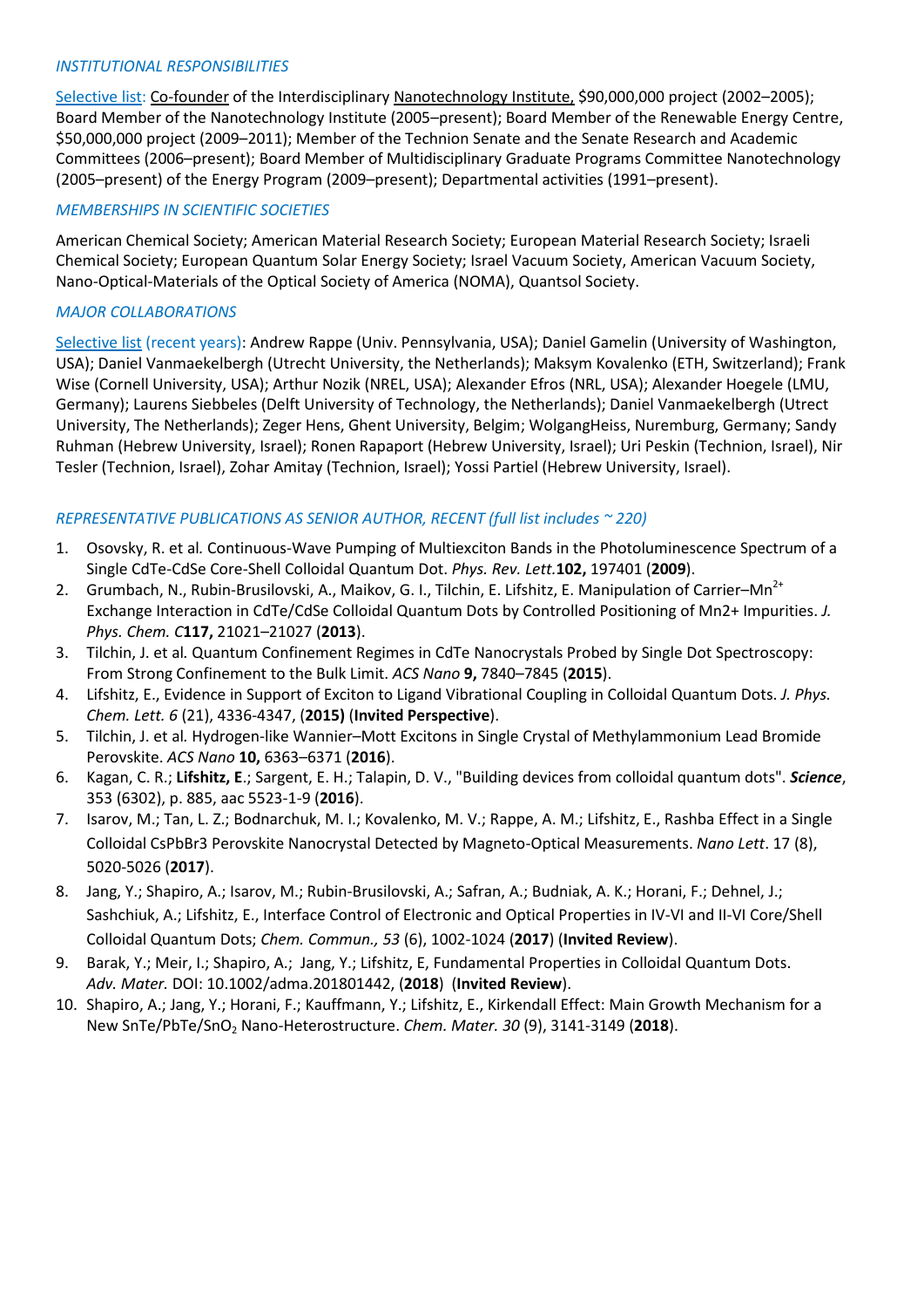### *INSTITUTIONAL RESPONSIBILITIES*

Selective list: Co-founder of the Interdisciplinary Nanotechnology Institute, $90,000,000 project (2002–2005); Board Member of the Nanotechnology Institute (2005–present); Board Member of the Renewable Energy Centre, $50,000,000 project (2009–2011); Member of the Technion Senate and the Senate Research and Academic Committees (2006–present); Board Member of Multidisciplinary Graduate Programs Committee Nanotechnology (2005–present) of the Energy Program (2009–present); Departmental activities (1991–present).

### *MEMBERSHIPS IN SCIENTIFIC SOCIETIES*

American Chemical Society; American Material Research Society; European Material Research Society; Israeli Chemical Society; European Quantum Solar Energy Society; Israel Vacuum Society, American Vacuum Society, Nano-Optical-Materials of the Optical Society of America (NOMA), Quantsol Society.

### *MAJOR COLLABORATIONS*

Selective list (recent years): Andrew Rappe (Univ. Pennsylvania, USA); Daniel Gamelin (University of Washington, USA); Daniel Vanmaekelbergh (Utrecht University, the Netherlands); Maksym Kovalenko (ETH, Switzerland); Frank Wise (Cornell University, USA); Arthur Nozik (NREL, USA); Alexander Efros (NRL, USA); Alexander Hoegele (LMU, Germany); Laurens Siebbeles (Delft University of Technology, the Netherlands); Daniel Vanmaekelbergh (Utrect University, The Netherlands); Zeger Hens, Ghent University, Belgim; WolgangHeiss, Nuremburg, Germany; Sandy Ruhman (Hebrew University, Israel); Ronen Rapaport (Hebrew University, Israel); Uri Peskin (Technion, Israel), Nir Tesler (Technion, Israel), Zohar Amitay (Technion, Israel); Yossi Partiel (Hebrew University, Israel).

### *REPRESENTATIVE PUBLICATIONS AS SENIOR AUTHOR, RECENT (full list includes ~ 220)*

1. Osovsky, R. et al*.* Continuous-Wave Pumping of Multiexciton Bands in the Photoluminescence Spectrum of a Single CdTe-CdSe Core-Shell Colloidal Quantum Dot. *Phys. Rev. Lett.***102,** 197401 (**2009**).
2. Grumbach, N., Rubin-Brusilovski, A., Maikov, G. I., Tilchin, E. Lifshitz, E. Manipulation of Carrier–$Mn^{2+}$ Exchange Interaction in CdTe/CdSe Colloidal Quantum Dots by Controlled Positioning of Mn2+ Impurities. *J. Phys. Chem. C***117,** 21021–21027 (**2013**).
3. Tilchin, J. et al*.* Quantum Confinement Regimes in CdTe Nanocrystals Probed by Single Dot Spectroscopy: From Strong Confinement to the Bulk Limit. *ACS Nano* **9,** 7840–7845 (**2015**).
4. Lifshitz, E., Evidence in Support of Exciton to Ligand Vibrational Coupling in Colloidal Quantum Dots. *J. Phys. Chem. Lett. 6* (21), 4336-4347, (**2015)** (**Invited Perspective**).
5. Tilchin, J. et al*.* Hydrogen-like Wannier–Mott Excitons in Single Crystal of Methylammonium Lead Bromide Perovskite. *ACS Nano* **10,** 6363–6371 (**2016**).
6. Kagan, C. R.; **Lifshitz, E**.; Sargent, E. H.; Talapin, D. V., "Building devices from colloidal quantum dots". ***Science***, 353 (6302), p. 885, aac 5523-1-9 (**2016**).
7. Isarov, M.; Tan, L. Z.; Bodnarchuk, M. I.; Kovalenko, M. V.; Rappe, A. M.; Lifshitz, E., Rashba Effect in a Single Colloidal CsPbBr3 Perovskite Nanocrystal Detected by Magneto-Optical Measurements. *Nano Lett*. 17 (8), 5020-5026 (**2017**).
8. Jang, Y.; Shapiro, A.; Isarov, M.; Rubin-Brusilovski, A.; Safran, A.; Budniak, A. K.; Horani, F.; Dehnel, J.; Sashchiuk, A.; Lifshitz, E., Interface Control of Electronic and Optical Properties in IV-VI and II-VI Core/Shell Colloidal Quantum Dots; *Chem. Commun., 53* (6), 1002-1024 (**2017**) (**Invited Review**).
9. Barak, Y.; Meir, I.; Shapiro, A.; Jang, Y.; Lifshitz, E, Fundamental Properties in Colloidal Quantum Dots. *Adv. Mater.* DOI: 10.1002/adma.201801442, (**2018**) (**Invited Review**).
10. Shapiro, A.; Jang, Y.; Horani, F.; Kauffmann, Y.; Lifshitz, E., Kirkendall Effect: Main Growth Mechanism for a New SnTe/PbTe/$SnO_2$ Nano-Heterostructure. *Chem. Mater. 30* (9), 3141-3149 (**2018**).